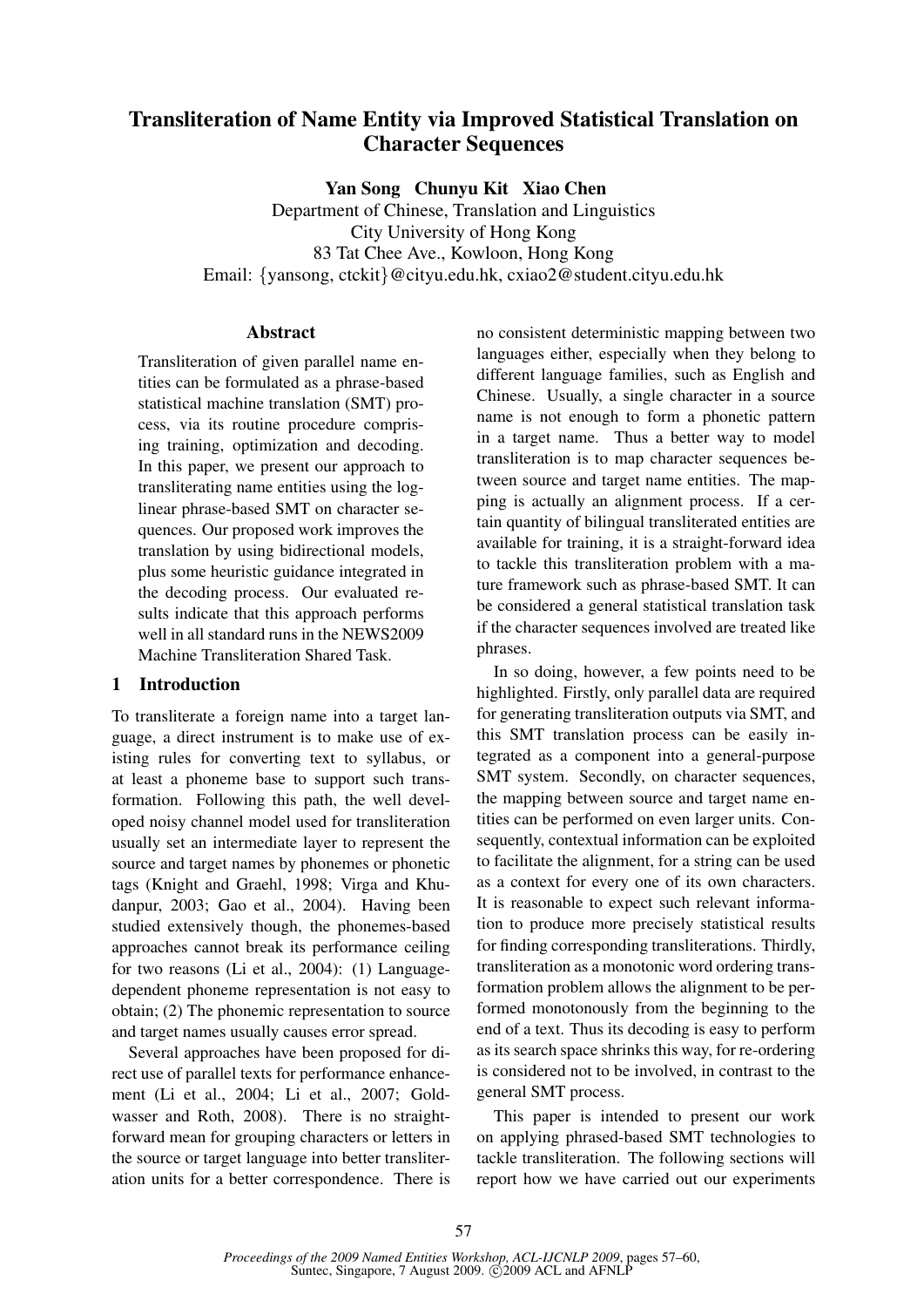# Transliteration of Name Entity via Improved Statistical Translation on Character Sequences

**Yan Song Chunyu Kit Xiao Chen**

Department of Chinese, Translation and Linguistics
City University of Hong Kong
83 Tat Chee Ave., Kowloon, Hong Kong
Email: {yansong, ctckit}@cityu.edu.hk, cxiao2@student.cityu.edu.hk

## Abstract

Transliteration of given parallel name entities can be formulated as a phrase-based statistical machine translation (SMT) process, via its routine procedure comprising training, optimization and decoding. In this paper, we present our approach to transliterating name entities using the log-linear phrase-based SMT on character sequences. Our proposed work improves the translation by using bidirectional models, plus some heuristic guidance integrated in the decoding process. Our evaluated results indicate that this approach performs well in all standard runs in the NEWS2009 Machine Transliteration Shared Task.

## 1 Introduction

To transliterate a foreign name into a target language, a direct instrument is to make use of existing rules for converting text to syllabus, or at least a phoneme base to support such transformation. Following this path, the well developed noisy channel model used for transliteration usually set an intermediate layer to represent the source and target names by phonemes or phonetic tags (Knight and Graehl, 1998; Virga and Khudanpur, 2003; Gao et al., 2004). Having been studied extensively though, the phonemes-based approaches cannot break its performance ceiling for two reasons (Li et al., 2004): (1) Language-dependent phoneme representation is not easy to obtain; (2) The phonemic representation to source and target names usually causes error spread.

Several approaches have been proposed for direct use of parallel texts for performance enhancement (Li et al., 2004; Li et al., 2007; Goldwasser and Roth, 2008). There is no straightforward mean for grouping characters or letters in the source or target language into better transliteration units for a better correspondence. There is no consistent deterministic mapping between two languages either, especially when they belong to different language families, such as English and Chinese. Usually, a single character in a source name is not enough to form a phonetic pattern in a target name. Thus a better way to model transliteration is to map character sequences between source and target name entities. The mapping is actually an alignment process. If a certain quantity of bilingual transliterated entities are available for training, it is a straight-forward idea to tackle this transliteration problem with a mature framework such as phrase-based SMT. It can be considered a general statistical translation task if the character sequences involved are treated like phrases.

In so doing, however, a few points need to be highlighted. Firstly, only parallel data are required for generating transliteration outputs via SMT, and this SMT translation process can be easily integrated as a component into a general-purpose SMT system. Secondly, on character sequences, the mapping between source and target name entities can be performed on even larger units. Consequently, contextual information can be exploited to facilitate the alignment, for a string can be used as a context for every one of its own characters. It is reasonable to expect such relevant information to produce more precisely statistical results for finding corresponding transliterations. Thirdly, transliteration as a monotonic word ordering transformation problem allows the alignment to be performed monotonously from the beginning to the end of a text. Thus its decoding is easy to perform as its search space shrinks this way, for re-ordering is considered not to be involved, in contrast to the general SMT process.

This paper is intended to present our work on applying phrased-based SMT technologies to tackle transliteration. The following sections will report how we have carried out our experiments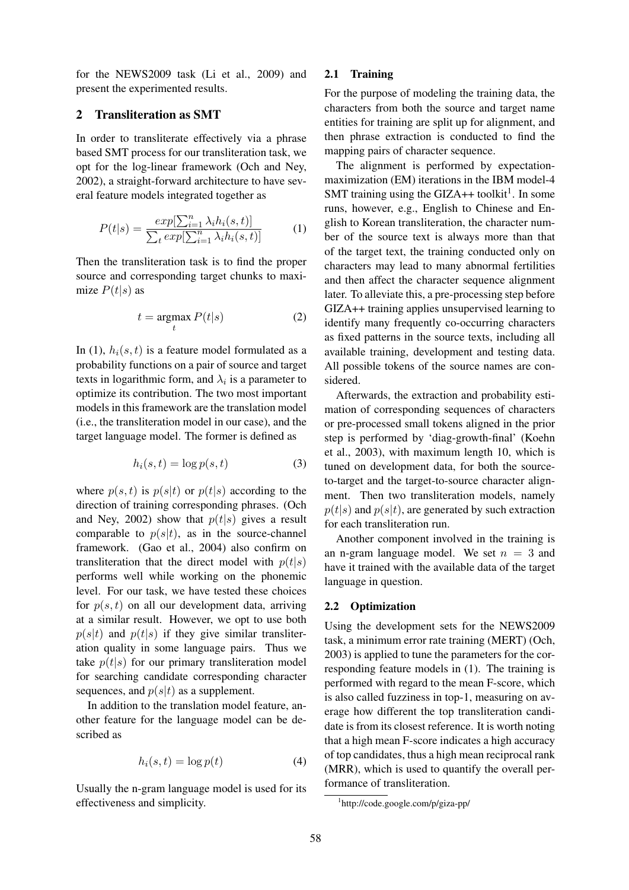for the NEWS2009 task (Li et al., 2009) and present the experimented results.

## 2 Transliteration as SMT

In order to transliterate effectively via a phrase based SMT process for our transliteration task, we opt for the log-linear framework (Och and Ney, 2002), a straight-forward architecture to have several feature models integrated together as

$$P(t|s) = \frac{exp[\sum_{i=1}^{n} \lambda_i h_i(s,t)]}{\sum_t exp[\sum_{i=1}^{n} \lambda_i h_i(s,t)]} \quad (1)$$

Then the transliteration task is to find the proper source and corresponding target chunks to maximize $P(t|s)$ as

$$t = \underset{t}{\operatorname{argmax}} P(t|s) \quad (2)$$

In (1), $h_i(s, t)$ is a feature model formulated as a probability functions on a pair of source and target texts in logarithmic form, and $\lambda_i$ is a parameter to optimize its contribution. The two most important models in this framework are the translation model (i.e., the transliteration model in our case), and the target language model. The former is defined as

$$h_i(s,t) = \log p(s,t) \quad (3)$$

where $p(s, t)$ is $p(s|t)$ or $p(t|s)$ according to the direction of training corresponding phrases. (Och and Ney, 2002) show that $p(t|s)$ gives a result comparable to $p(s|t)$, as in the source-channel framework. (Gao et al., 2004) also confirm on transliteration that the direct model with $p(t|s)$ performs well while working on the phonemic level. For our task, we have tested these choices for $p(s, t)$ on all our development data, arriving at a similar result. However, we opt to use both $p(s|t)$ and $p(t|s)$ if they give similar transliteration quality in some language pairs. Thus we take $p(t|s)$ for our primary transliteration model for searching candidate corresponding character sequences, and $p(s|t)$ as a supplement.

In addition to the translation model feature, another feature for the language model can be described as

$$h_i(s,t) = \log p(t) \quad (4)$$

Usually the n-gram language model is used for its effectiveness and simplicity.

### 2.1 Training

For the purpose of modeling the training data, the characters from both the source and target name entities for training are split up for alignment, and then phrase extraction is conducted to find the mapping pairs of character sequence.

The alignment is performed by expectation-maximization (EM) iterations in the IBM model-4 SMT training using the GIZA++ toolkit[1]. In some runs, however, e.g., English to Chinese and English to Korean transliteration, the character number of the source text is always more than that of the target text, the training conducted only on characters may lead to many abnormal fertilities and then affect the character sequence alignment later. To alleviate this, a pre-processing step before GIZA++ training applies unsupervised learning to identify many frequently co-occurring characters as fixed patterns in the source texts, including all available training, development and testing data. All possible tokens of the source names are considered.

Afterwards, the extraction and probability estimation of corresponding sequences of characters or pre-processed small tokens aligned in the prior step is performed by 'diag-growth-final' (Koehn et al., 2003), with maximum length 10, which is tuned on development data, for both the source-to-target and the target-to-source character alignment. Then two transliteration models, namely $p(t|s)$ and $p(s|t)$, are generated by such extraction for each transliteration run.

Another component involved in the training is an n-gram language model. We set $n = 3$ and have it trained with the available data of the target language in question.

### 2.2 Optimization

Using the development sets for the NEWS2009 task, a minimum error rate training (MERT) (Och, 2003) is applied to tune the parameters for the corresponding feature models in (1). The training is performed with regard to the mean F-score, which is also called fuzziness in top-1, measuring on average how different the top transliteration candidate is from its closest reference. It is worth noting that a high mean F-score indicates a high accuracy of top candidates, thus a high mean reciprocal rank (MRR), which is used to quantify the overall performance of transliteration.

[1] http://code.google.com/p/giza-pp/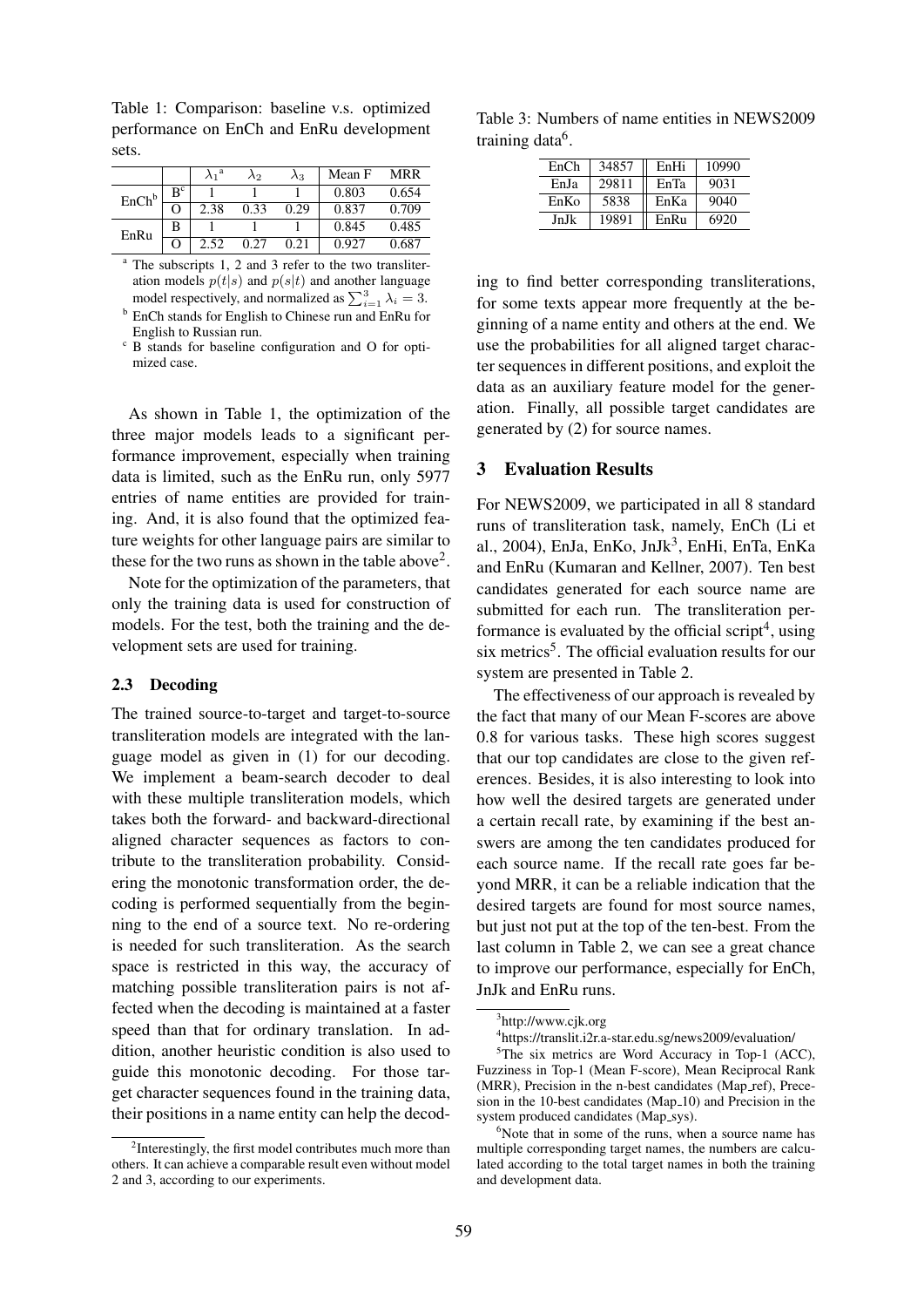Table 1: Comparison: baseline v.s. optimized performance on EnCh and EnRu development sets.

| | | $\lambda_1$[a] | $\lambda_2$ | $\lambda_3$ | Mean F | MRR |
|---|---|---|---|---|---|---|
| EnCh[b] | B[c] | 1 | 1 | 1 | 0.803 | 0.654 |
| | O | 2.38 | 0.33 | 0.29 | 0.837 | 0.709 |
| EnRu | B | 1 | 1 | 1 | 0.845 | 0.485 |
| | O | 2.52 | 0.27 | 0.21 | 0.927 | 0.687 |

[a] The subscripts 1, 2 and 3 refer to the two transliteration models $p(t|s)$ and $p(s|t)$ and another language model respectively, and normalized as $\sum_{i=1}^{3} \lambda_i = 3$.
[b] EnCh stands for English to Chinese run and EnRu for English to Russian run.
[c] B stands for baseline configuration and O for optimized case.

As shown in Table 1, the optimization of the three major models leads to a significant performance improvement, especially when training data is limited, such as the EnRu run, only 5977 entries of name entities are provided for training. And, it is also found that the optimized feature weights for other language pairs are similar to these for the two runs as shown in the table above[2].

Note for the optimization of the parameters, that only the training data is used for construction of models. For the test, both the training and the development sets are used for training.

### 2.3 Decoding

The trained source-to-target and target-to-source transliteration models are integrated with the language model as given in (1) for our decoding. We implement a beam-search decoder to deal with these multiple transliteration models, which takes both the forward- and backward-directional aligned character sequences as factors to contribute to the transliteration probability. Considering the monotonic transformation order, the decoding is performed sequentially from the beginning to the end of a source text. No re-ordering is needed for such transliteration. As the search space is restricted in this way, the accuracy of matching possible transliteration pairs is not affected when the decoding is maintained at a faster speed than that for ordinary translation. In addition, another heuristic condition is also used to guide this monotonic decoding. For those target character sequences found in the training data, their positions in a name entity can help the decoding to find better corresponding transliterations, for some texts appear more frequently at the beginning of a name entity and others at the end. We use the probabilities for all aligned target character sequences in different positions, and exploit the data as an auxiliary feature model for the generation. Finally, all possible target candidates are generated by (2) for source names.

Table 3: Numbers of name entities in NEWS2009 training data[6].

| | | | |
|---|---|---|---|
| EnCh | 34857 | EnHi | 10990 |
| EnJa | 29811 | EnTa | 9031 |
| EnKo | 5838 | EnKa | 9040 |
| JnJk | 19891 | EnRu | 6920 |

## 3 Evaluation Results

For NEWS2009, we participated in all 8 standard runs of transliteration task, namely, EnCh (Li et al., 2004), EnJa, EnKo, JnJk[3], EnHi, EnTa, EnKa and EnRu (Kumaran and Kellner, 2007). Ten best candidates generated for each source name are submitted for each run. The transliteration performance is evaluated by the official script[4], using six metrics[5]. The official evaluation results for our system are presented in Table 2.

The effectiveness of our approach is revealed by the fact that many of our Mean F-scores are above 0.8 for various tasks. These high scores suggest that our top candidates are close to the given references. Besides, it is also interesting to look into how well the desired targets are generated under a certain recall rate, by examining if the best answers are among the ten candidates produced for each source name. If the recall rate goes far beyond MRR, it can be a reliable indication that the desired targets are found for most source names, but just not put at the top of the ten-best. From the last column in Table 2, we can see a great chance to improve our performance, especially for EnCh, JnJk and EnRu runs.

[2] Interestingly, the first model contributes much more than others. It can achieve a comparable result even without model 2 and 3, according to our experiments.

[3] http://www.cjk.org

[4] https://translit.i2r.a-star.edu.sg/news2009/evaluation/

[5] The six metrics are Word Accuracy in Top-1 (ACC), Fuzziness in Top-1 (Mean F-score), Mean Reciprocal Rank (MRR), Precision in the n-best candidates (Map_ref), Precesion in the 10-best candidates (Map_10) and Precision in the system produced candidates (Map_sys).

[6] Note that in some of the runs, when a source name has multiple corresponding target names, the numbers are calculated according to the total target names in both the training and development data.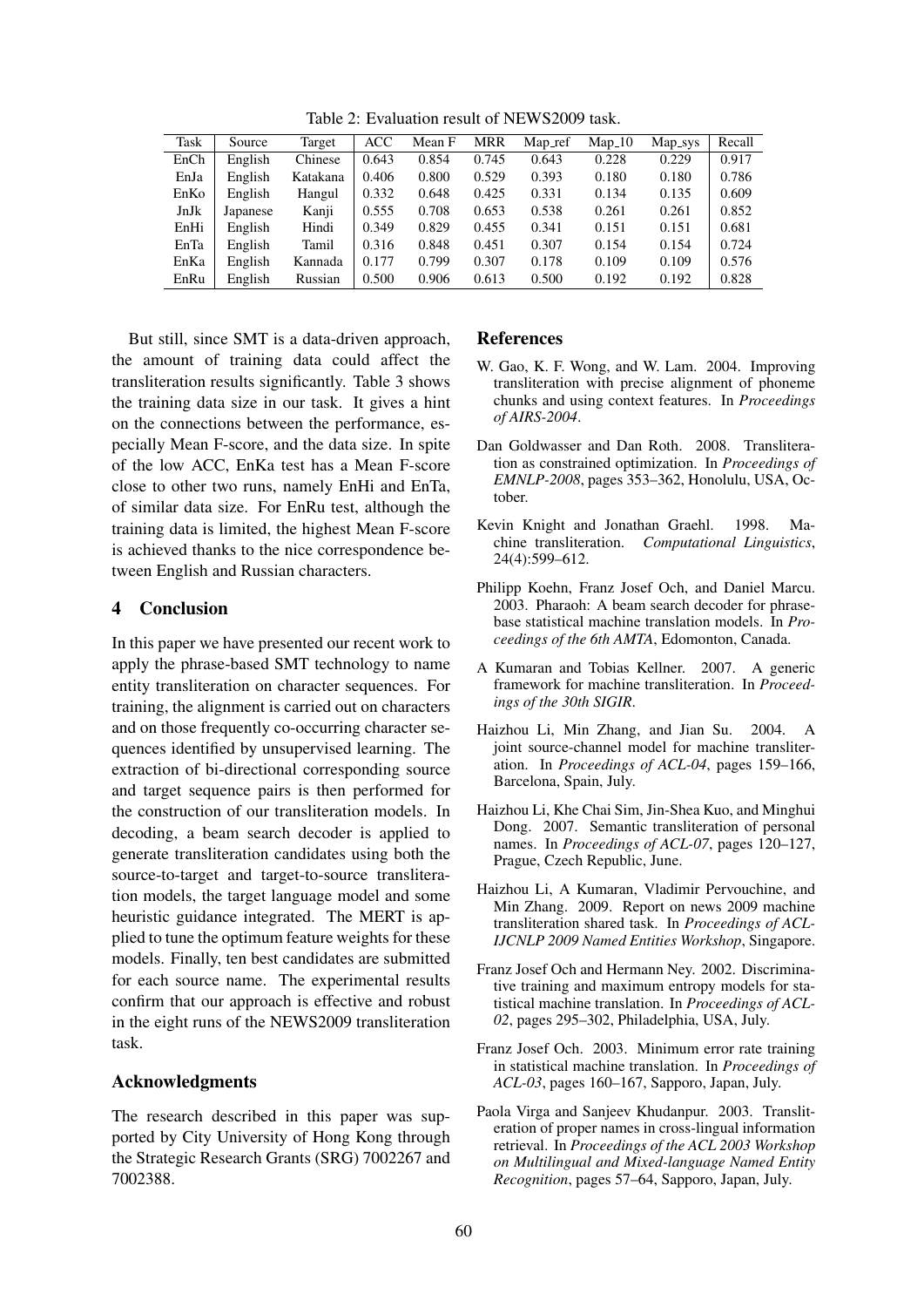Table 2: Evaluation result of NEWS2009 task.

| Task | Source | Target | ACC | Mean F | MRR | Map_ref | Map_10 | Map_sys | Recall |
|---|---|---|---|---|---|---|---|---|---|
| EnCh | English | Chinese | 0.643 | 0.854 | 0.745 | 0.643 | 0.228 | 0.229 | 0.917 |
| EnJa | English | Katakana | 0.406 | 0.800 | 0.529 | 0.393 | 0.180 | 0.180 | 0.786 |
| EnKo | English | Hangul | 0.332 | 0.648 | 0.425 | 0.331 | 0.134 | 0.135 | 0.609 |
| JnJk | Japanese | Kanji | 0.555 | 0.708 | 0.653 | 0.538 | 0.261 | 0.261 | 0.852 |
| EnHi | English | Hindi | 0.349 | 0.829 | 0.455 | 0.341 | 0.151 | 0.151 | 0.681 |
| EnTa | English | Tamil | 0.316 | 0.848 | 0.451 | 0.307 | 0.154 | 0.154 | 0.724 |
| EnKa | English | Kannada | 0.177 | 0.799 | 0.307 | 0.178 | 0.109 | 0.109 | 0.576 |
| EnRu | English | Russian | 0.500 | 0.906 | 0.613 | 0.500 | 0.192 | 0.192 | 0.828 |

But still, since SMT is a data-driven approach, the amount of training data could affect the transliteration results significantly. Table 3 shows the training data size in our task. It gives a hint on the connections between the performance, especially Mean F-score, and the data size. In spite of the low ACC, EnKa test has a Mean F-score close to other two runs, namely EnHi and EnTa, of similar data size. For EnRu test, although the training data is limited, the highest Mean F-score is achieved thanks to the nice correspondence between English and Russian characters.

## 4 Conclusion

In this paper we have presented our recent work to apply the phrase-based SMT technology to name entity transliteration on character sequences. For training, the alignment is carried out on characters and on those frequently co-occurring character sequences identified by unsupervised learning. The extraction of bi-directional corresponding source and target sequence pairs is then performed for the construction of our transliteration models. In decoding, a beam search decoder is applied to generate transliteration candidates using both the source-to-target and target-to-source transliteration models, the target language model and some heuristic guidance integrated. The MERT is applied to tune the optimum feature weights for these models. Finally, ten best candidates are submitted for each source name. The experimental results confirm that our approach is effective and robust in the eight runs of the NEWS2009 transliteration task.

## Acknowledgments

The research described in this paper was supported by City University of Hong Kong through the Strategic Research Grants (SRG) 7002267 and 7002388.

## References

W. Gao, K. F. Wong, and W. Lam. 2004. Improving transliteration with precise alignment of phoneme chunks and using context features. In *Proceedings of AIRS-2004*.

Dan Goldwasser and Dan Roth. 2008. Transliteration as constrained optimization. In *Proceedings of EMNLP-2008*, pages 353–362, Honolulu, USA, October.

Kevin Knight and Jonathan Graehl. 1998. Machine transliteration. *Computational Linguistics*, 24(4):599–612.

Philipp Koehn, Franz Josef Och, and Daniel Marcu. 2003. Pharaoh: A beam search decoder for phrase-base statistical machine translation models. In *Proceedings of the 6th AMTA*, Edomonton, Canada.

A Kumaran and Tobias Kellner. 2007. A generic framework for machine transliteration. In *Proceedings of the 30th SIGIR*.

Haizhou Li, Min Zhang, and Jian Su. 2004. A joint source-channel model for machine transliteration. In *Proceedings of ACL-04*, pages 159–166, Barcelona, Spain, July.

Haizhou Li, Khe Chai Sim, Jin-Shea Kuo, and Minghui Dong. 2007. Semantic transliteration of personal names. In *Proceedings of ACL-07*, pages 120–127, Prague, Czech Republic, June.

Haizhou Li, A Kumaran, Vladimir Pervouchine, and Min Zhang. 2009. Report on news 2009 machine transliteration shared task. In *Proceedings of ACL-IJCNLP 2009 Named Entities Workshop*, Singapore.

Franz Josef Och and Hermann Ney. 2002. Discriminative training and maximum entropy models for statistical machine translation. In *Proceedings of ACL-02*, pages 295–302, Philadelphia, USA, July.

Franz Josef Och. 2003. Minimum error rate training in statistical machine translation. In *Proceedings of ACL-03*, pages 160–167, Sapporo, Japan, July.

Paola Virga and Sanjeev Khudanpur. 2003. Transliteration of proper names in cross-lingual information retrieval. In *Proceedings of the ACL 2003 Workshop on Multilingual and Mixed-language Named Entity Recognition*, pages 57–64, Sapporo, Japan, July.